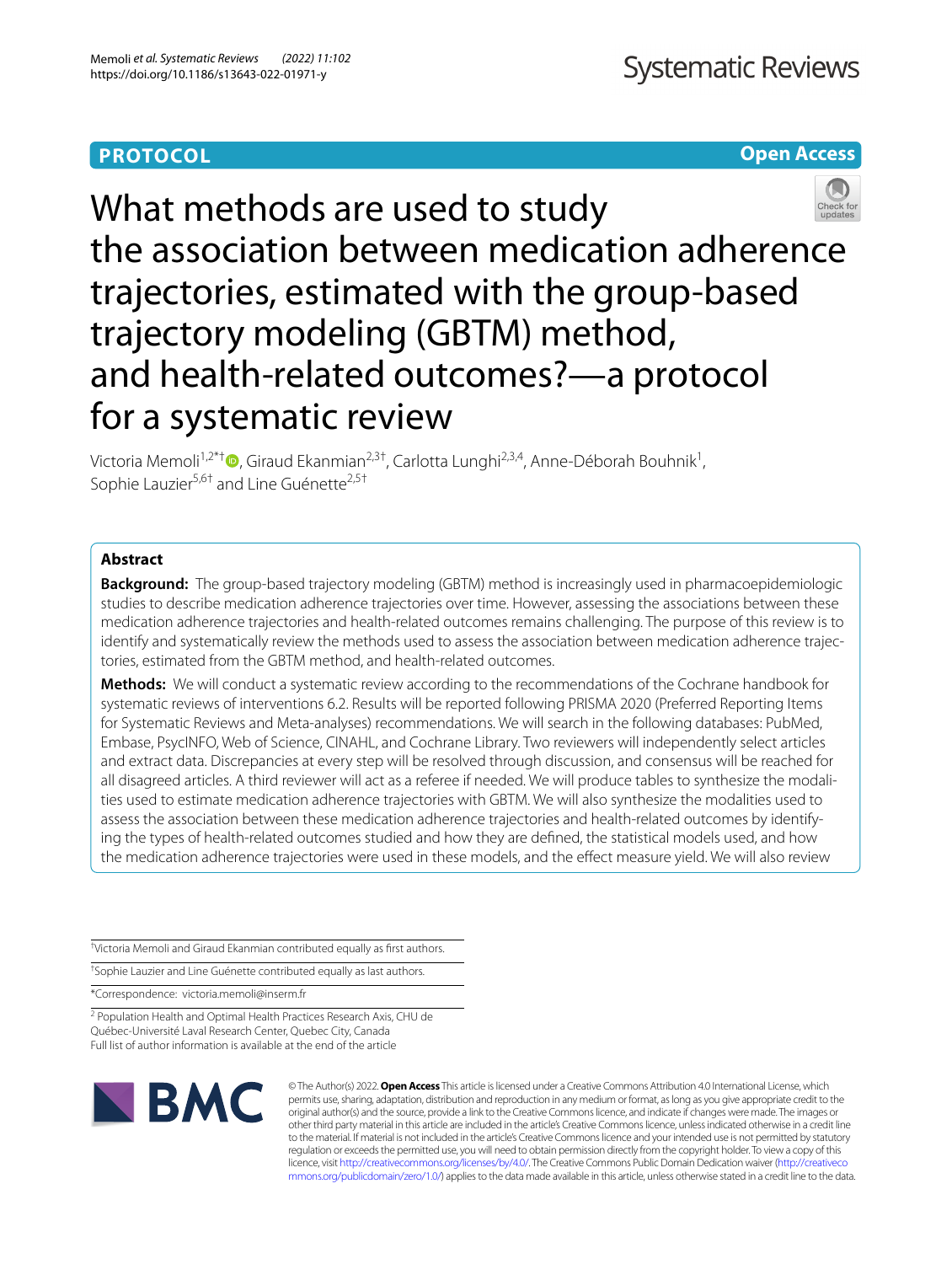PROTOCOL

Open Access

# What methods are used to study the association between medication adherence trajectories, estimated with the group-based trajectory modeling (GBTM) method, and health-related outcomes?—a protocol for a systematic review

Victoria Memoli[1,2*†], Giraud Ekanmian[2,3†], Carlotta Lunghi[2,3,4], Anne-Déborah Bouhnik[1], Sophie Lauzier[5,6†] and Line Guénette[2,5†]

## Abstract

**Background:** The group-based trajectory modeling (GBTM) method is increasingly used in pharmacoepidemiologic studies to describe medication adherence trajectories over time. However, assessing the associations between these medication adherence trajectories and health-related outcomes remains challenging. The purpose of this review is to identify and systematically review the methods used to assess the association between medication adherence trajectories, estimated from the GBTM method, and health-related outcomes.

**Methods:** We will conduct a systematic review according to the recommendations of the Cochrane handbook for systematic reviews of interventions 6.2. Results will be reported following PRISMA 2020 (Preferred Reporting Items for Systematic Reviews and Meta-analyses) recommendations. We will search in the following databases: PubMed, Embase, PsycINFO, Web of Science, CINAHL, and Cochrane Library. Two reviewers will independently select articles and extract data. Discrepancies at every step will be resolved through discussion, and consensus will be reached for all disagreed articles. A third reviewer will act as a referee if needed. We will produce tables to synthesize the modalities used to estimate medication adherence trajectories with GBTM. We will also synthesize the modalities used to assess the association between these medication adherence trajectories and health-related outcomes by identifying the types of health-related outcomes studied and how they are defined, the statistical models used, and how the medication adherence trajectories were used in these models, and the effect measure yield. We will also review

†Victoria Memoli and Giraud Ekanmian contributed equally as first authors.

†Sophie Lauzier and Line Guénette contributed equally as last authors.

*Correspondence: victoria.memoli@inserm.fr

[2] Population Health and Optimal Health Practices Research Axis, CHU de Québec-Université Laval Research Center, Quebec City, Canada

Full list of author information is available at the end of the article

© The Author(s) 2022. **Open Access** This article is licensed under a Creative Commons Attribution 4.0 International License, which permits use, sharing, adaptation, distribution and reproduction in any medium or format, as long as you give appropriate credit to the original author(s) and the source, provide a link to the Creative Commons licence, and indicate if changes were made. The images or other third party material in this article are included in the article's Creative Commons licence, unless indicated otherwise in a credit line to the material. If material is not included in the article's Creative Commons licence and your intended use is not permitted by statutory regulation or exceeds the permitted use, you will need to obtain permission directly from the copyright holder. To view a copy of this licence, visit http://creativecommons.org/licenses/by/4.0/. The Creative Commons Public Domain Dedication waiver (http://creativecommons.org/publicdomain/zero/1.0/) applies to the data made available in this article, unless otherwise stated in a credit line to the data.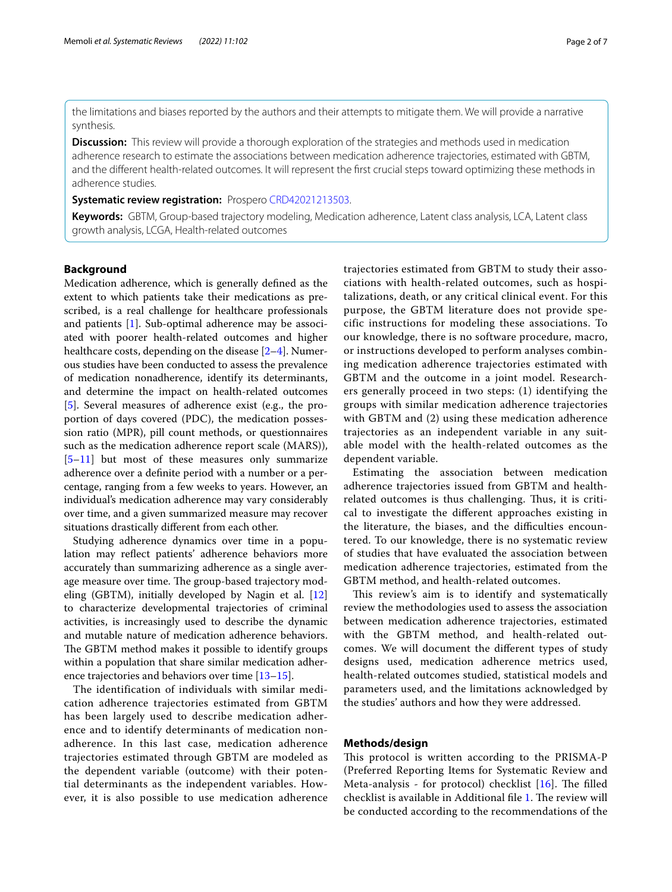the limitations and biases reported by the authors and their attempts to mitigate them. We will provide a narrative synthesis.

**Discussion:** This review will provide a thorough exploration of the strategies and methods used in medication adherence research to estimate the associations between medication adherence trajectories, estimated with GBTM, and the different health-related outcomes. It will represent the first crucial steps toward optimizing these methods in adherence studies.

**Systematic review registration:** Prospero CRD42021213503.

**Keywords:** GBTM, Group-based trajectory modeling, Medication adherence, Latent class analysis, LCA, Latent class growth analysis, LCGA, Health-related outcomes

## Background

Medication adherence, which is generally defined as the extent to which patients take their medications as prescribed, is a real challenge for healthcare professionals and patients [1]. Sub-optimal adherence may be associated with poorer health-related outcomes and higher healthcare costs, depending on the disease [2–4]. Numerous studies have been conducted to assess the prevalence of medication nonadherence, identify its determinants, and determine the impact on health-related outcomes [5]. Several measures of adherence exist (e.g., the proportion of days covered (PDC), the medication possession ratio (MPR), pill count methods, or questionnaires such as the medication adherence report scale (MARS)), [5–11] but most of these measures only summarize adherence over a definite period with a number or a percentage, ranging from a few weeks to years. However, an individual's medication adherence may vary considerably over time, and a given summarized measure may recover situations drastically different from each other.

Studying adherence dynamics over time in a population may reflect patients' adherence behaviors more accurately than summarizing adherence as a single average measure over time. The group-based trajectory modeling (GBTM), initially developed by Nagin et al. [12] to characterize developmental trajectories of criminal activities, is increasingly used to describe the dynamic and mutable nature of medication adherence behaviors. The GBTM method makes it possible to identify groups within a population that share similar medication adherence trajectories and behaviors over time [13–15].

The identification of individuals with similar medication adherence trajectories estimated from GBTM has been largely used to describe medication adherence and to identify determinants of medication nonadherence. In this last case, medication adherence trajectories estimated through GBTM are modeled as the dependent variable (outcome) with their potential determinants as the independent variables. However, it is also possible to use medication adherence trajectories estimated from GBTM to study their associations with health-related outcomes, such as hospitalizations, death, or any critical clinical event. For this purpose, the GBTM literature does not provide specific instructions for modeling these associations. To our knowledge, there is no software procedure, macro, or instructions developed to perform analyses combining medication adherence trajectories estimated with GBTM and the outcome in a joint model. Researchers generally proceed in two steps: (1) identifying the groups with similar medication adherence trajectories with GBTM and (2) using these medication adherence trajectories as an independent variable in any suitable model with the health-related outcomes as the dependent variable.

Estimating the association between medication adherence trajectories issued from GBTM and health-related outcomes is thus challenging. Thus, it is critical to investigate the different approaches existing in the literature, the biases, and the difficulties encountered. To our knowledge, there is no systematic review of studies that have evaluated the association between medication adherence trajectories, estimated from the GBTM method, and health-related outcomes.

This review's aim is to identify and systematically review the methodologies used to assess the association between medication adherence trajectories, estimated with the GBTM method, and health-related outcomes. We will document the different types of study designs used, medication adherence metrics used, health-related outcomes studied, statistical models and parameters used, and the limitations acknowledged by the studies' authors and how they were addressed.

## Methods/design

This protocol is written according to the PRISMA-P (Preferred Reporting Items for Systematic Review and Meta-analysis - for protocol) checklist [16]. The filled checklist is available in Additional file 1. The review will be conducted according to the recommendations of the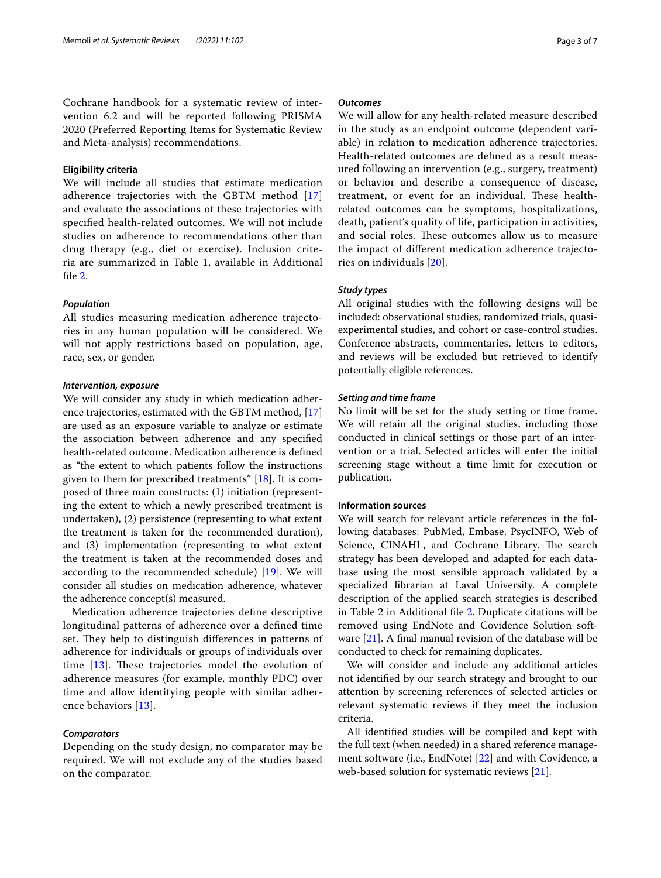Cochrane handbook for a systematic review of intervention 6.2 and will be reported following PRISMA 2020 (Preferred Reporting Items for Systematic Review and Meta-analysis) recommendations.

### Eligibility criteria

We will include all studies that estimate medication adherence trajectories with the GBTM method [17] and evaluate the associations of these trajectories with specified health-related outcomes. We will not include studies on adherence to recommendations other than drug therapy (e.g., diet or exercise). Inclusion criteria are summarized in Table 1, available in Additional file 2.

#### *Population*

All studies measuring medication adherence trajectories in any human population will be considered. We will not apply restrictions based on population, age, race, sex, or gender.

#### *Intervention, exposure*

We will consider any study in which medication adherence trajectories, estimated with the GBTM method, [17] are used as an exposure variable to analyze or estimate the association between adherence and any specified health-related outcome. Medication adherence is defined as "the extent to which patients follow the instructions given to them for prescribed treatments" [18]. It is composed of three main constructs: (1) initiation (representing the extent to which a newly prescribed treatment is undertaken), (2) persistence (representing to what extent the treatment is taken for the recommended duration), and (3) implementation (representing to what extent the treatment is taken at the recommended doses and according to the recommended schedule) [19]. We will consider all studies on medication adherence, whatever the adherence concept(s) measured.

Medication adherence trajectories define descriptive longitudinal patterns of adherence over a defined time set. They help to distinguish differences in patterns of adherence for individuals or groups of individuals over time [13]. These trajectories model the evolution of adherence measures (for example, monthly PDC) over time and allow identifying people with similar adherence behaviors [13].

#### *Comparators*

Depending on the study design, no comparator may be required. We will not exclude any of the studies based on the comparator.

#### *Outcomes*

We will allow for any health-related measure described in the study as an endpoint outcome (dependent variable) in relation to medication adherence trajectories. Health-related outcomes are defined as a result measured following an intervention (e.g., surgery, treatment) or behavior and describe a consequence of disease, treatment, or event for an individual. These health-related outcomes can be symptoms, hospitalizations, death, patient's quality of life, participation in activities, and social roles. These outcomes allow us to measure the impact of different medication adherence trajectories on individuals [20].

#### *Study types*

All original studies with the following designs will be included: observational studies, randomized trials, quasi-experimental studies, and cohort or case-control studies. Conference abstracts, commentaries, letters to editors, and reviews will be excluded but retrieved to identify potentially eligible references.

#### *Setting and time frame*

No limit will be set for the study setting or time frame. We will retain all the original studies, including those conducted in clinical settings or those part of an intervention or a trial. Selected articles will enter the initial screening stage without a time limit for execution or publication.

### Information sources

We will search for relevant article references in the following databases: PubMed, Embase, PsycINFO, Web of Science, CINAHL, and Cochrane Library. The search strategy has been developed and adapted for each database using the most sensible approach validated by a specialized librarian at Laval University. A complete description of the applied search strategies is described in Table 2 in Additional file 2. Duplicate citations will be removed using EndNote and Covidence Solution software [21]. A final manual revision of the database will be conducted to check for remaining duplicates.

We will consider and include any additional articles not identified by our search strategy and brought to our attention by screening references of selected articles or relevant systematic reviews if they meet the inclusion criteria.

All identified studies will be compiled and kept with the full text (when needed) in a shared reference management software (i.e., EndNote) [22] and with Covidence, a web-based solution for systematic reviews [21].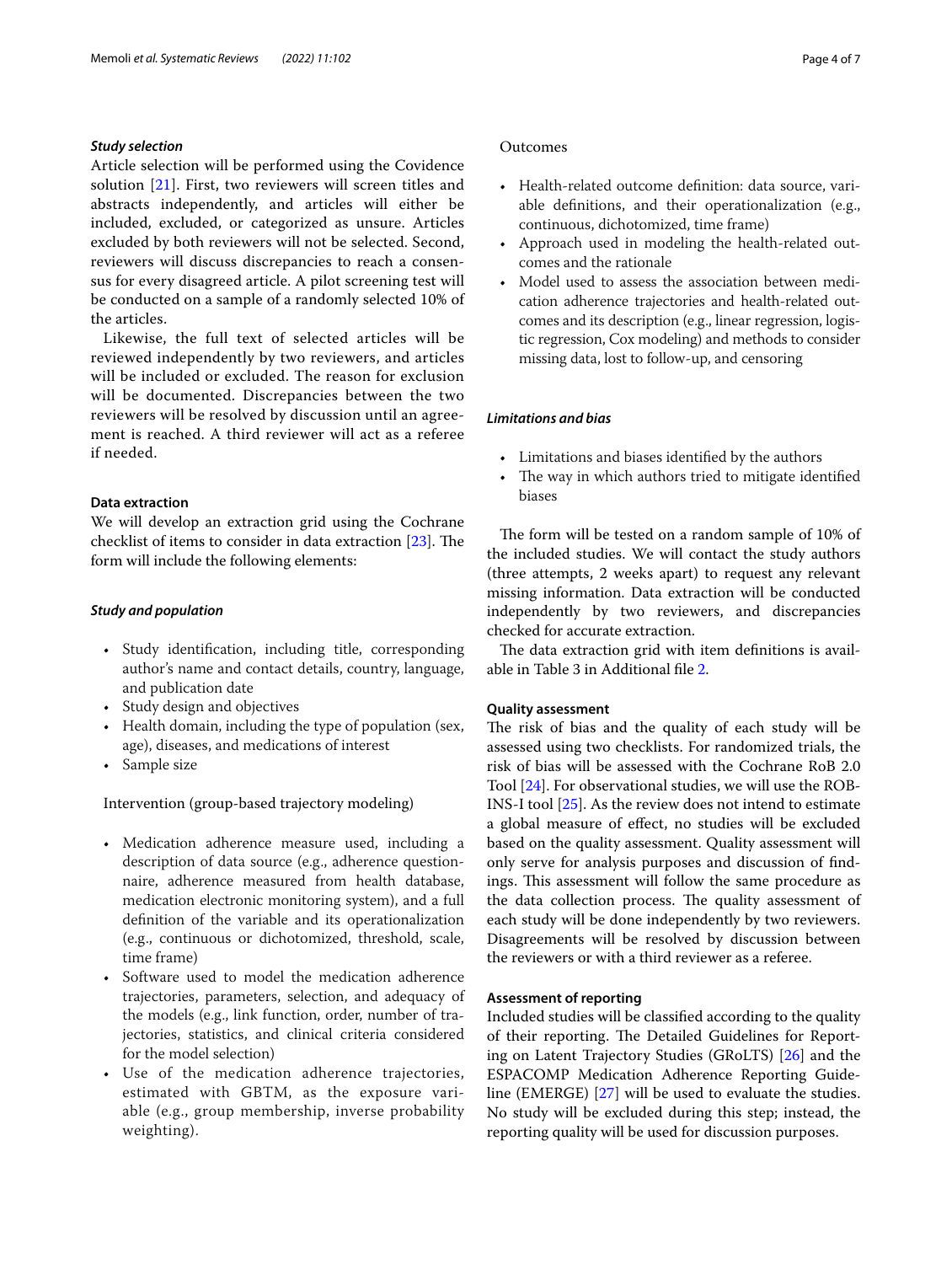### *Study selection*

Article selection will be performed using the Covidence solution [21]. First, two reviewers will screen titles and abstracts independently, and articles will either be included, excluded, or categorized as unsure. Articles excluded by both reviewers will not be selected. Second, reviewers will discuss discrepancies to reach a consensus for every disagreed article. A pilot screening test will be conducted on a sample of a randomly selected 10% of the articles.

Likewise, the full text of selected articles will be reviewed independently by two reviewers, and articles will be included or excluded. The reason for exclusion will be documented. Discrepancies between the two reviewers will be resolved by discussion until an agreement is reached. A third reviewer will act as a referee if needed.

## Data extraction

We will develop an extraction grid using the Cochrane checklist of items to consider in data extraction [23]. The form will include the following elements:

### *Study and population*

- Study identification, including title, corresponding author's name and contact details, country, language, and publication date
- Study design and objectives
- Health domain, including the type of population (sex, age), diseases, and medications of interest
- Sample size

Intervention (group-based trajectory modeling)

- Medication adherence measure used, including a description of data source (e.g., adherence questionnaire, adherence measured from health database, medication electronic monitoring system), and a full definition of the variable and its operationalization (e.g., continuous or dichotomized, threshold, scale, time frame)
- Software used to model the medication adherence trajectories, parameters, selection, and adequacy of the models (e.g., link function, order, number of trajectories, statistics, and clinical criteria considered for the model selection)
- Use of the medication adherence trajectories, estimated with GBTM, as the exposure variable (e.g., group membership, inverse probability weighting).

Outcomes

- Health-related outcome definition: data source, variable definitions, and their operationalization (e.g., continuous, dichotomized, time frame)
- Approach used in modeling the health-related outcomes and the rationale
- Model used to assess the association between medication adherence trajectories and health-related outcomes and its description (e.g., linear regression, logistic regression, Cox modeling) and methods to consider missing data, lost to follow-up, and censoring

### *Limitations and bias*

- Limitations and biases identified by the authors
- The way in which authors tried to mitigate identified biases

The form will be tested on a random sample of 10% of the included studies. We will contact the study authors (three attempts, 2 weeks apart) to request any relevant missing information. Data extraction will be conducted independently by two reviewers, and discrepancies checked for accurate extraction.

The data extraction grid with item definitions is available in Table 3 in Additional file 2.

## Quality assessment

The risk of bias and the quality of each study will be assessed using two checklists. For randomized trials, the risk of bias will be assessed with the Cochrane RoB 2.0 Tool [24]. For observational studies, we will use the ROB-INS-I tool [25]. As the review does not intend to estimate a global measure of effect, no studies will be excluded based on the quality assessment. Quality assessment will only serve for analysis purposes and discussion of findings. This assessment will follow the same procedure as the data collection process. The quality assessment of each study will be done independently by two reviewers. Disagreements will be resolved by discussion between the reviewers or with a third reviewer as a referee.

## Assessment of reporting

Included studies will be classified according to the quality of their reporting. The Detailed Guidelines for Reporting on Latent Trajectory Studies (GRoLTS) [26] and the ESPACOMP Medication Adherence Reporting Guideline (EMERGE) [27] will be used to evaluate the studies. No study will be excluded during this step; instead, the reporting quality will be used for discussion purposes.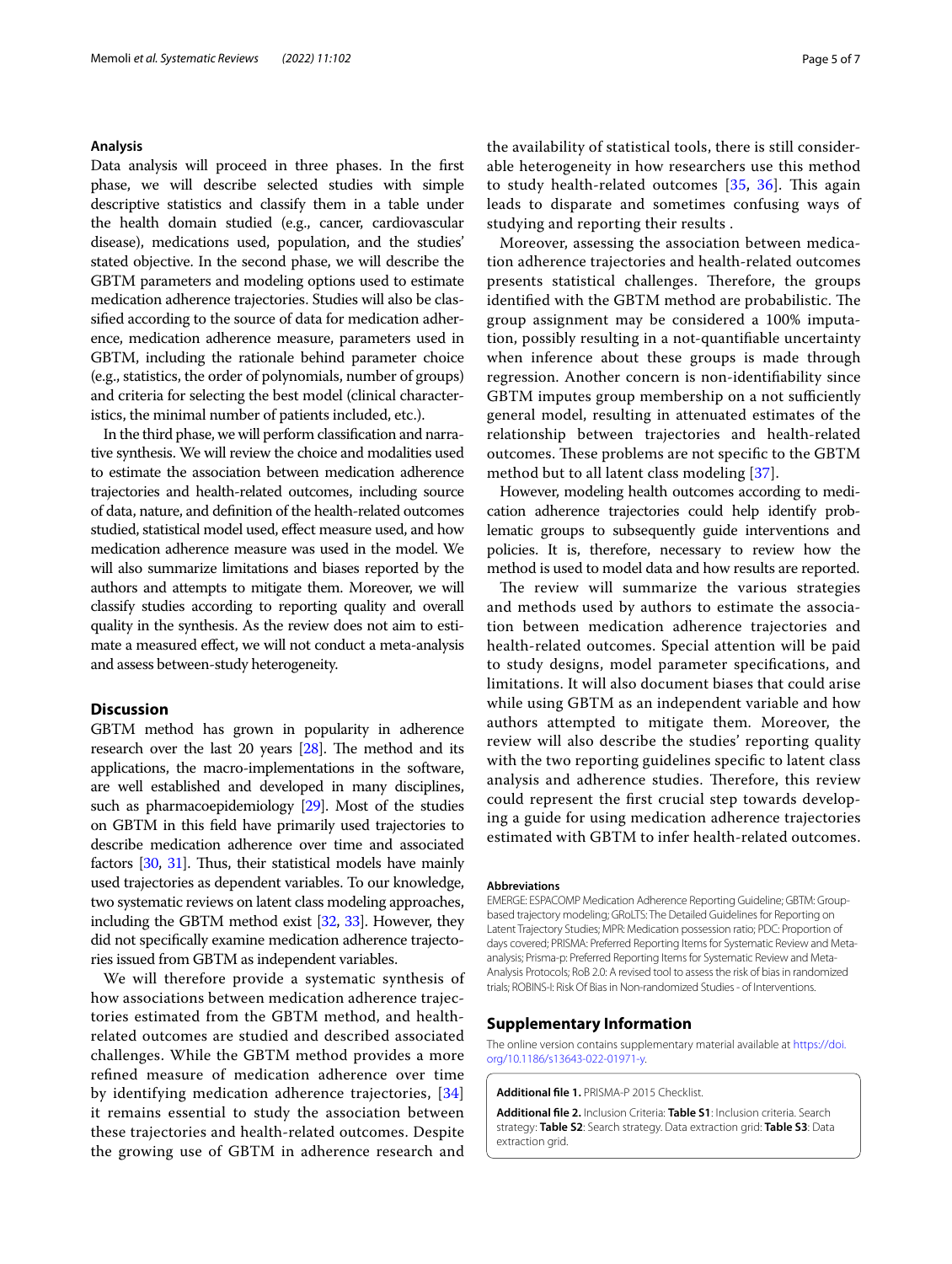## Analysis

Data analysis will proceed in three phases. In the first phase, we will describe selected studies with simple descriptive statistics and classify them in a table under the health domain studied (e.g., cancer, cardiovascular disease), medications used, population, and the studies' stated objective. In the second phase, we will describe the GBTM parameters and modeling options used to estimate medication adherence trajectories. Studies will also be classified according to the source of data for medication adherence, medication adherence measure, parameters used in GBTM, including the rationale behind parameter choice (e.g., statistics, the order of polynomials, number of groups) and criteria for selecting the best model (clinical characteristics, the minimal number of patients included, etc.).

In the third phase, we will perform classification and narrative synthesis. We will review the choice and modalities used to estimate the association between medication adherence trajectories and health-related outcomes, including source of data, nature, and definition of the health-related outcomes studied, statistical model used, effect measure used, and how medication adherence measure was used in the model. We will also summarize limitations and biases reported by the authors and attempts to mitigate them. Moreover, we will classify studies according to reporting quality and overall quality in the synthesis. As the review does not aim to estimate a measured effect, we will not conduct a meta-analysis and assess between-study heterogeneity.

## Discussion

GBTM method has grown in popularity in adherence research over the last 20 years [28]. The method and its applications, the macro-implementations in the software, are well established and developed in many disciplines, such as pharmacoepidemiology [29]. Most of the studies on GBTM in this field have primarily used trajectories to describe medication adherence over time and associated factors [30, 31]. Thus, their statistical models have mainly used trajectories as dependent variables. To our knowledge, two systematic reviews on latent class modeling approaches, including the GBTM method exist [32, 33]. However, they did not specifically examine medication adherence trajectories issued from GBTM as independent variables.

We will therefore provide a systematic synthesis of how associations between medication adherence trajectories estimated from the GBTM method, and health-related outcomes are studied and described associated challenges. While the GBTM method provides a more refined measure of medication adherence over time by identifying medication adherence trajectories, [34] it remains essential to study the association between these trajectories and health-related outcomes. Despite the growing use of GBTM in adherence research and the availability of statistical tools, there is still considerable heterogeneity in how researchers use this method to study health-related outcomes [35, 36]. This again leads to disparate and sometimes confusing ways of studying and reporting their results .

Moreover, assessing the association between medication adherence trajectories and health-related outcomes presents statistical challenges. Therefore, the groups identified with the GBTM method are probabilistic. The group assignment may be considered a 100% imputation, possibly resulting in a not-quantifiable uncertainty when inference about these groups is made through regression. Another concern is non-identifiability since GBTM imputes group membership on a not sufficiently general model, resulting in attenuated estimates of the relationship between trajectories and health-related outcomes. These problems are not specific to the GBTM method but to all latent class modeling [37].

However, modeling health outcomes according to medication adherence trajectories could help identify problematic groups to subsequently guide interventions and policies. It is, therefore, necessary to review how the method is used to model data and how results are reported.

The review will summarize the various strategies and methods used by authors to estimate the association between medication adherence trajectories and health-related outcomes. Special attention will be paid to study designs, model parameter specifications, and limitations. It will also document biases that could arise while using GBTM as an independent variable and how authors attempted to mitigate them. Moreover, the review will also describe the studies' reporting quality with the two reporting guidelines specific to latent class analysis and adherence studies. Therefore, this review could represent the first crucial step towards developing a guide for using medication adherence trajectories estimated with GBTM to infer health-related outcomes.

#### Abbreviations

EMERGE: ESPACOMP Medication Adherence Reporting Guideline; GBTM: Group-based trajectory modeling; GRoLTS: The Detailed Guidelines for Reporting on Latent Trajectory Studies; MPR: Medication possession ratio; PDC: Proportion of days covered; PRISMA: Preferred Reporting Items for Systematic Review and Meta-analysis; Prisma-p: Preferred Reporting Items for Systematic Review and Meta-Analysis Protocols; RoB 2.0: A revised tool to assess the risk of bias in randomized trials; ROBINS-I: Risk Of Bias in Non-randomized Studies - of Interventions.

## Supplementary Information

The online version contains supplementary material available at https://doi.org/10.1186/s13643-022-01971-y.

**Additional file 1.** PRISMA-P 2015 Checklist.

**Additional file 2.** Inclusion Criteria: **Table S1**: Inclusion criteria. Search strategy: **Table S2**: Search strategy. Data extraction grid: **Table S3**: Data extraction grid.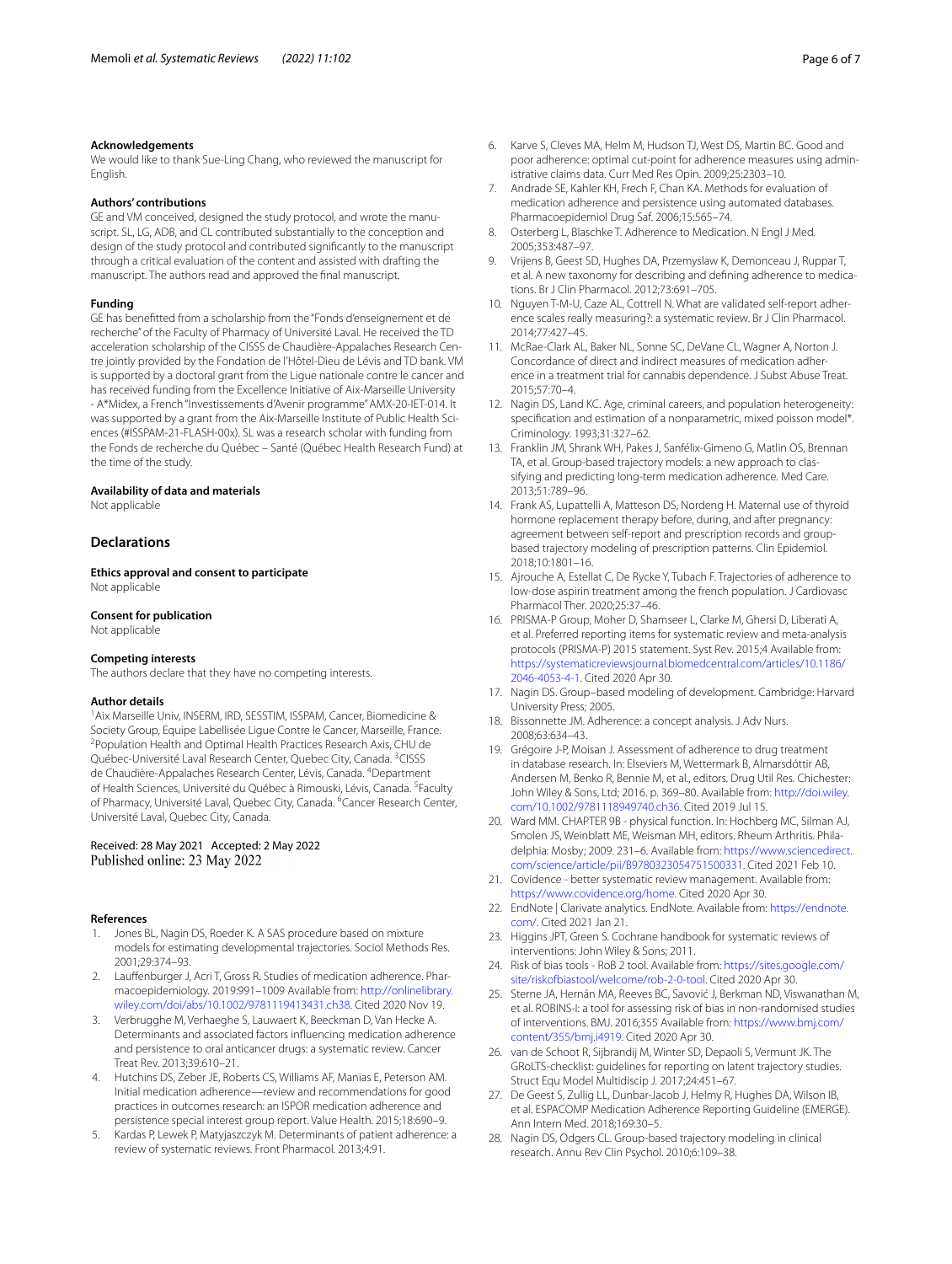### Acknowledgements

We would like to thank Sue-Ling Chang, who reviewed the manuscript for English.

### Authors' contributions

GE and VM conceived, designed the study protocol, and wrote the manuscript. SL, LG, ADB, and CL contributed substantially to the conception and design of the study protocol and contributed significantly to the manuscript through a critical evaluation of the content and assisted with drafting the manuscript. The authors read and approved the final manuscript.

### Funding

GE has benefitted from a scholarship from the "Fonds d'enseignement et de recherche" of the Faculty of Pharmacy of Université Laval. He received the TD acceleration scholarship of the CISSS de Chaudière-Appalaches Research Centre jointly provided by the Fondation de l'Hôtel-Dieu de Lévis and TD bank. VM is supported by a doctoral grant from the Ligue nationale contre le cancer and has received funding from the Excellence Initiative of Aix-Marseille University - A*Midex, a French "Investissements d'Avenir programme" AMX-20-IET-014. It was supported by a grant from the Aix-Marseille Institute of Public Health Sciences (#ISSPAM-21-FLASH-00x). SL was a research scholar with funding from the Fonds de recherche du Québec – Santé (Québec Health Research Fund) at the time of the study.

### Availability of data and materials

Not applicable

## Declarations

### Ethics approval and consent to participate

Not applicable

### Consent for publication

Not applicable

### Competing interests

The authors declare that they have no competing interests.

### Author details

[1]Aix Marseille Univ, INSERM, IRD, SESSTIM, ISSPAM, Cancer, Biomedicine & Society Group, Equipe Labellisée Ligue Contre le Cancer, Marseille, France. [2]Population Health and Optimal Health Practices Research Axis, CHU de Québec-Université Laval Research Center, Quebec City, Canada. [3]CISSS de Chaudière-Appalaches Research Center, Lévis, Canada. [4]Department of Health Sciences, Université du Québec à Rimouski, Lévis, Canada. [5]Faculty of Pharmacy, Université Laval, Quebec City, Canada. [6]Cancer Research Center, Université Laval, Quebec City, Canada.

Received: 28 May 2021 Accepted: 2 May 2022
Published online: 23 May 2022

### References

1. Jones BL, Nagin DS, Roeder K. A SAS procedure based on mixture models for estimating developmental trajectories. Sociol Methods Res. 2001;29:374–93.
2. Lauffenburger J, Acri T, Gross R. Studies of medication adherence. Pharmacoepidemiology. 2019:991–1009 Available from: http://onlinelibrary.wiley.com/doi/abs/10.1002/9781119413431.ch38. Cited 2020 Nov 19.
3. Verbrugghe M, Verhaeghe S, Lauwaert K, Beeckman D, Van Hecke A. Determinants and associated factors influencing medication adherence and persistence to oral anticancer drugs: a systematic review. Cancer Treat Rev. 2013;39:610–21.
4. Hutchins DS, Zeber JE, Roberts CS, Williams AF, Manias E, Peterson AM. Initial medication adherence—review and recommendations for good practices in outcomes research: an ISPOR medication adherence and persistence special interest group report. Value Health. 2015;18:690–9.
5. Kardas P, Lewek P, Matyjaszczyk M. Determinants of patient adherence: a review of systematic reviews. Front Pharmacol. 2013;4:91.
6. Karve S, Cleves MA, Helm M, Hudson TJ, West DS, Martin BC. Good and poor adherence: optimal cut-point for adherence measures using administrative claims data. Curr Med Res Opin. 2009;25:2303–10.
7. Andrade SE, Kahler KH, Frech F, Chan KA. Methods for evaluation of medication adherence and persistence using automated databases. Pharmacoepidemiol Drug Saf. 2006;15:565–74.
8. Osterberg L, Blaschke T. Adherence to Medication. N Engl J Med. 2005;353:487–97.
9. Vrijens B, Geest SD, Hughes DA, Przemyslaw K, Demonceau J, Ruppar T, et al. A new taxonomy for describing and defining adherence to medications. Br J Clin Pharmacol. 2012;73:691–705.
10. Nguyen T-M-U, Caze AL, Cottrell N. What are validated self-report adherence scales really measuring?: a systematic review. Br J Clin Pharmacol. 2014;77:427–45.
11. McRae-Clark AL, Baker NL, Sonne SC, DeVane CL, Wagner A, Norton J. Concordance of direct and indirect measures of medication adherence in a treatment trial for cannabis dependence. J Subst Abuse Treat. 2015;57:70–4.
12. Nagin DS, Land KC. Age, criminal careers, and population heterogeneity: specification and estimation of a nonparametric, mixed poisson model*. Criminology. 1993;31:327–62.
13. Franklin JM, Shrank WH, Pakes J, Sanfélix-Gimeno G, Matlin OS, Brennan TA, et al. Group-based trajectory models: a new approach to classifying and predicting long-term medication adherence. Med Care. 2013;51:789–96.
14. Frank AS, Lupattelli A, Matteson DS, Nordeng H. Maternal use of thyroid hormone replacement therapy before, during, and after pregnancy: agreement between self-report and prescription records and group-based trajectory modeling of prescription patterns. Clin Epidemiol. 2018;10:1801–16.
15. Ajrouche A, Estellat C, De Rycke Y, Tubach F. Trajectories of adherence to low-dose aspirin treatment among the french population. J Cardiovasc Pharmacol Ther. 2020;25:37–46.
16. PRISMA-P Group, Moher D, Shamseer L, Clarke M, Ghersi D, Liberati A, et al. Preferred reporting items for systematic review and meta-analysis protocols (PRISMA-P) 2015 statement. Syst Rev. 2015;4 Available from: https://systematicreviewsjournal.biomedcentral.com/articles/10.1186/2046-4053-4-1. Cited 2020 Apr 30.
17. Nagin DS. Group–based modeling of development. Cambridge: Harvard University Press; 2005.
18. Bissonnette JM. Adherence: a concept analysis. J Adv Nurs. 2008;63:634–43.
19. Grégoire J-P, Moisan J. Assessment of adherence to drug treatment in database research. In: Elseviers M, Wettermark B, Almarsdóttir AB, Andersen M, Benko R, Bennie M, et al., editors. Drug Util Res. Chichester: John Wiley & Sons, Ltd; 2016. p. 369–80. Available from: http://doi.wiley.com/10.1002/9781118949740.ch36. Cited 2019 Jul 15.
20. Ward MM. CHAPTER 9B - physical function. In: Hochberg MC, Silman AJ, Smolen JS, Weinblatt ME, Weisman MH, editors. Rheum Arthritis. Philadelphia: Mosby; 2009. 231–6. Available from: https://www.sciencedirect.com/science/article/pii/B9780323054751500331. Cited 2021 Feb 10.
21. Covidence - better systematic review management. Available from: https://www.covidence.org/home. Cited 2020 Apr 30.
22. EndNote | Clarivate analytics. EndNote. Available from: https://endnote.com/. Cited 2021 Jan 21.
23. Higgins JPT, Green S. Cochrane handbook for systematic reviews of interventions: John Wiley & Sons; 2011.
24. Risk of bias tools - RoB 2 tool. Available from: https://sites.google.com/site/riskofbiastool/welcome/rob-2-0-tool. Cited 2020 Apr 30.
25. Sterne JA, Hernán MA, Reeves BC, Savović J, Berkman ND, Viswanathan M, et al. ROBINS-I: a tool for assessing risk of bias in non-randomised studies of interventions. BMJ. 2016;355 Available from: https://www.bmj.com/content/355/bmj.i4919. Cited 2020 Apr 30.
26. van de Schoot R, Sijbrandij M, Winter SD, Depaoli S, Vermunt JK. The GRoLTS-checklist: guidelines for reporting on latent trajectory studies. Struct Equ Model Multidiscip J. 2017;24:451–67.
27. De Geest S, Zullig LL, Dunbar-Jacob J, Helmy R, Hughes DA, Wilson IB, et al. ESPACOMP Medication Adherence Reporting Guideline (EMERGE). Ann Intern Med. 2018;169:30–5.
28. Nagin DS, Odgers CL. Group-based trajectory modeling in clinical research. Annu Rev Clin Psychol. 2010;6:109–38.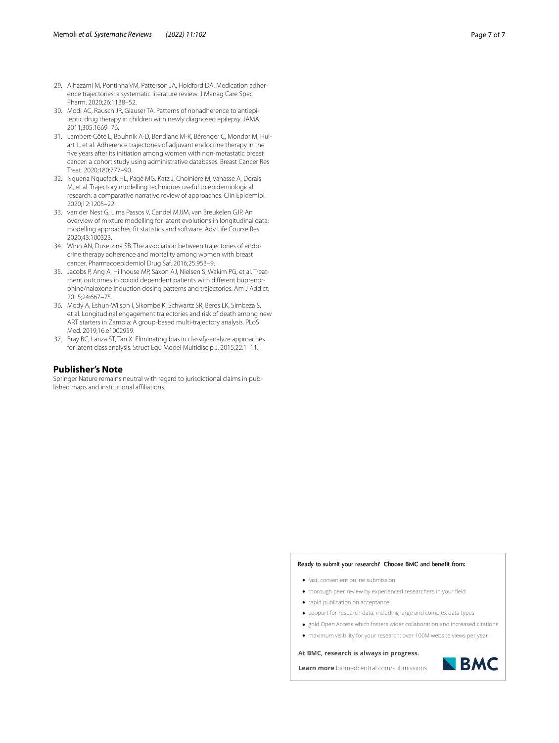29. Alhazami M, Pontinha VM, Patterson JA, Holdford DA. Medication adherence trajectories: a systematic literature review. J Manag Care Spec Pharm. 2020;26:1138–52.
30. Modi AC, Rausch JR, Glauser TA. Patterns of nonadherence to antiepileptic drug therapy in children with newly diagnosed epilepsy. JAMA. 2011;305:1669–76.
31. Lambert-Côté L, Bouhnik A-D, Bendiane M-K, Bérenger C, Mondor M, Huiart L, et al. Adherence trajectories of adjuvant endocrine therapy in the five years after its initiation among women with non-metastatic breast cancer: a cohort study using administrative databases. Breast Cancer Res Treat. 2020;180:777–90.
32. Nguena Nguefack HL, Pagé MG, Katz J, Choinière M, Vanasse A, Dorais M, et al. Trajectory modelling techniques useful to epidemiological research: a comparative narrative review of approaches. Clin Epidemiol. 2020;12:1205–22.
33. van der Nest G, Lima Passos V, Candel MJJM, van Breukelen GJP. An overview of mixture modelling for latent evolutions in longitudinal data: modelling approaches, fit statistics and software. Adv Life Course Res. 2020;43:100323.
34. Winn AN, Dusetzina SB. The association between trajectories of endocrine therapy adherence and mortality among women with breast cancer. Pharmacoepidemiol Drug Saf. 2016;25:953–9.
35. Jacobs P, Ang A, Hillhouse MP, Saxon AJ, Nielsen S, Wakim PG, et al. Treatment outcomes in opioid dependent patients with different buprenorphine/naloxone induction dosing patterns and trajectories. Am J Addict. 2015;24:667–75.
36. Mody A, Eshun-Wilson I, Sikombe K, Schwartz SR, Beres LK, Simbeza S, et al. Longitudinal engagement trajectories and risk of death among new ART starters in Zambia: A group-based multi-trajectory analysis. PLoS Med. 2019;16:e1002959.
37. Bray BC, Lanza ST, Tan X. Eliminating bias in classify-analyze approaches for latent class analysis. Struct Equ Model Multidiscip J. 2015;22:1–11.

## Publisher's Note

Springer Nature remains neutral with regard to jurisdictional claims in published maps and institutional affiliations.

Ready to submit your research? Choose BMC and benefit from:

- fast, convenient online submission
- thorough peer review by experienced researchers in your field
- rapid publication on acceptance
- support for research data, including large and complex data types
- gold Open Access which fosters wider collaboration and increased citations
- maximum visibility for your research: over 100M website views per year

**At BMC, research is always in progress.**

**Learn more** biomedcentral.com/submissions

BMC